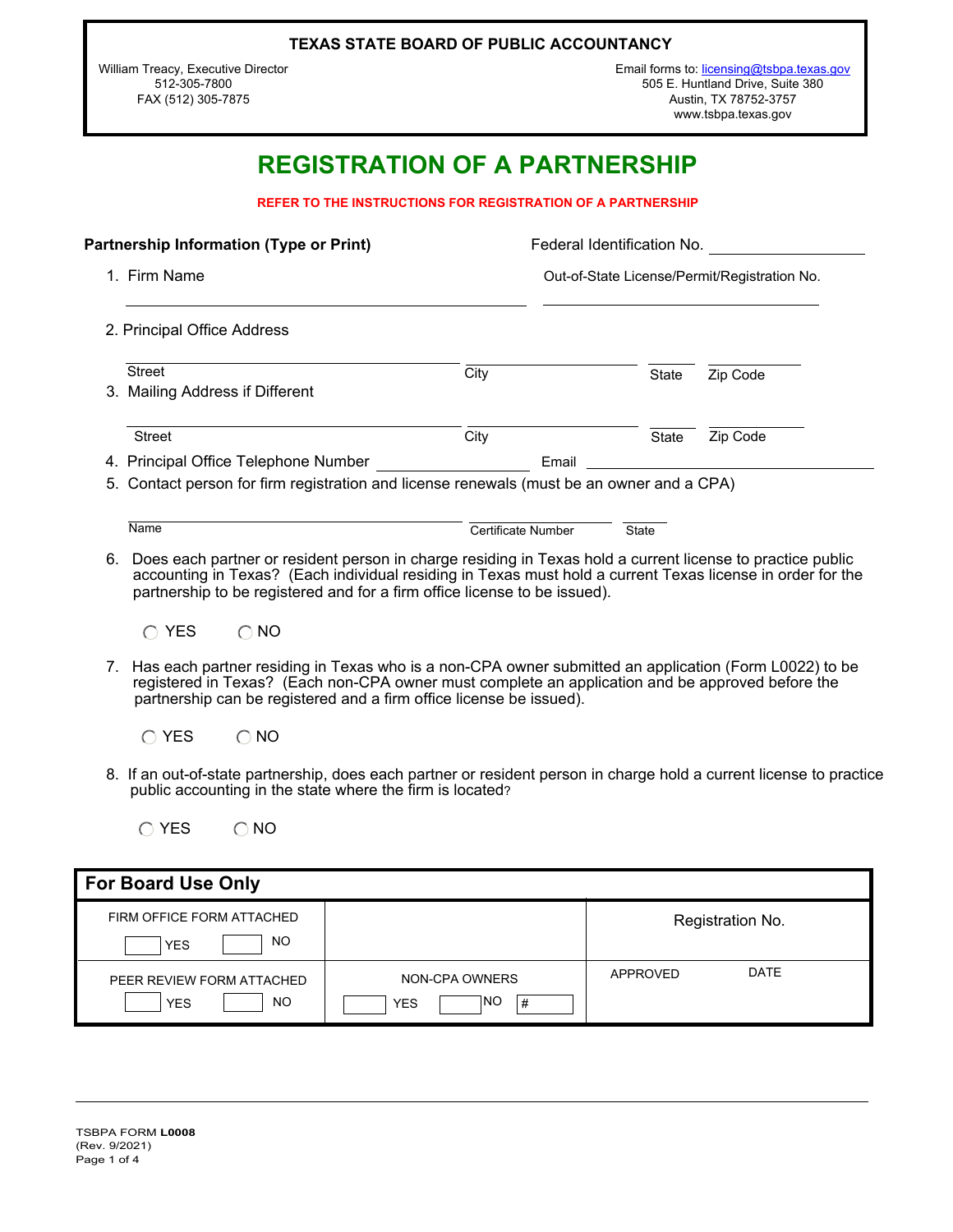**TEXAS STATE BOARD OF PUBLIC ACCOUNTANCY**

William Treacy, Executive Director
512-305-7800
FAX (512) 305-7875

Email forms to: licensing@tsbpa.texas.gov
505 E. Huntland Drive, Suite 380
Austin, TX 78752-3757
www.tsbpa.texas.gov

# REGISTRATION OF A PARTNERSHIP

**REFER TO THE INSTRUCTIONS FOR REGISTRATION OF A PARTNERSHIP**

**Partnership Information (Type or Print)**

Federal Identification No. ____________________

1. Firm Name ______________________________

   Out-of-State License/Permit/Registration No. ______________________________

2. Principal Office Address

   Street ____________ City ____________ State ______ Zip Code ______

3. Mailing Address if Different

   Street ____________ City ____________ State ______ Zip Code ______

4. Principal Office Telephone Number ____________________ Email ____________________

5. Contact person for firm registration and license renewals (must be an owner and a CPA)

   Name ____________________ Certificate Number ____________ State ______

6. Does each partner or resident person in charge residing in Texas hold a current license to practice public accounting in Texas? (Each individual residing in Texas must hold a current Texas license in order for the partnership to be registered and for a firm office license to be issued).

   ◯ YES ◯ NO

7. Has each partner residing in Texas who is a non-CPA owner submitted an application (Form L0022) to be registered in Texas? (Each non-CPA owner must complete an application and be approved before the partnership can be registered and a firm office license be issued).

   ◯ YES ◯ NO

8. If an out-of-state partnership, does each partner or resident person in charge hold a current license to practice public accounting in the state where the firm is located?

   ◯ YES ◯ NO

| **For Board Use Only** | | |
|---|---|---|
| FIRM OFFICE FORM ATTACHED ☐ YES ☐ NO | | Registration No. |
| PEER REVIEW FORM ATTACHED ☐ YES ☐ NO | NON-CPA OWNERS ☐ YES ☐ NO # | APPROVED DATE |

TSBPA FORM **L0008**
(Rev. 9/2021)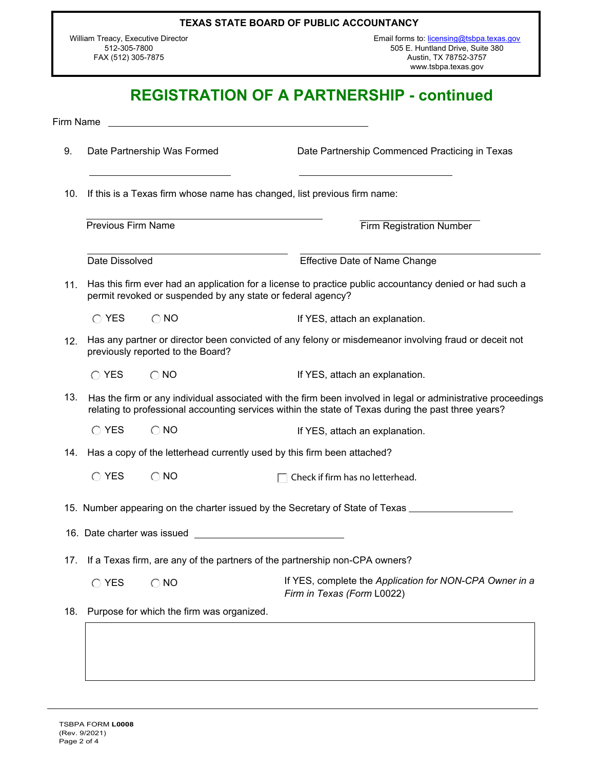**TEXAS STATE BOARD OF PUBLIC ACCOUNTANCY**

William Treacy, Executive Director
512-305-7800
FAX (512) 305-7875

Email forms to: licensing@tsbpa.texas.gov
505 E. Huntland Drive, Suite 380
Austin, TX 78752-3757
www.tsbpa.texas.gov

# REGISTRATION OF A PARTNERSHIP - continued

Firm Name ______________________________

9. Date Partnership Was Formed ______________________ Date Partnership Commenced Practicing in Texas ______________________

10. If this is a Texas firm whose name has changed, list previous firm name:

    ______________________ Previous Firm Name

    ______________________ Firm Registration Number

    ______________________ Date Dissolved

    ______________________ Effective Date of Name Change

11. Has this firm ever had an application for a license to practice public accountancy denied or had such a permit revoked or suspended by any state or federal agency?

    ◯ YES ◯ NO If YES, attach an explanation.

12. Has any partner or director been convicted of any felony or misdemeanor involving fraud or deceit not previously reported to the Board?

    ◯ YES ◯ NO If YES, attach an explanation.

13. Has the firm or any individual associated with the firm been involved in legal or administrative proceedings relating to professional accounting services within the state of Texas during the past three years?

    ◯ YES ◯ NO If YES, attach an explanation.

14. Has a copy of the letterhead currently used by this firm been attached?

    ◯ YES ◯ NO ☐ Check if firm has no letterhead.

15. Number appearing on the charter issued by the Secretary of State of Texas ______________________

16. Date charter was issued ______________________

17. If a Texas firm, are any of the partners of the partnership non-CPA owners?

    ◯ YES ◯ NO If YES, complete the *Application for NON-CPA Owner in a Firm in Texas (Form* L0022)

18. Purpose for which the firm was organized.

| |
|---|
| |

TSBPA FORM **L0008**
(Rev. 9/2021)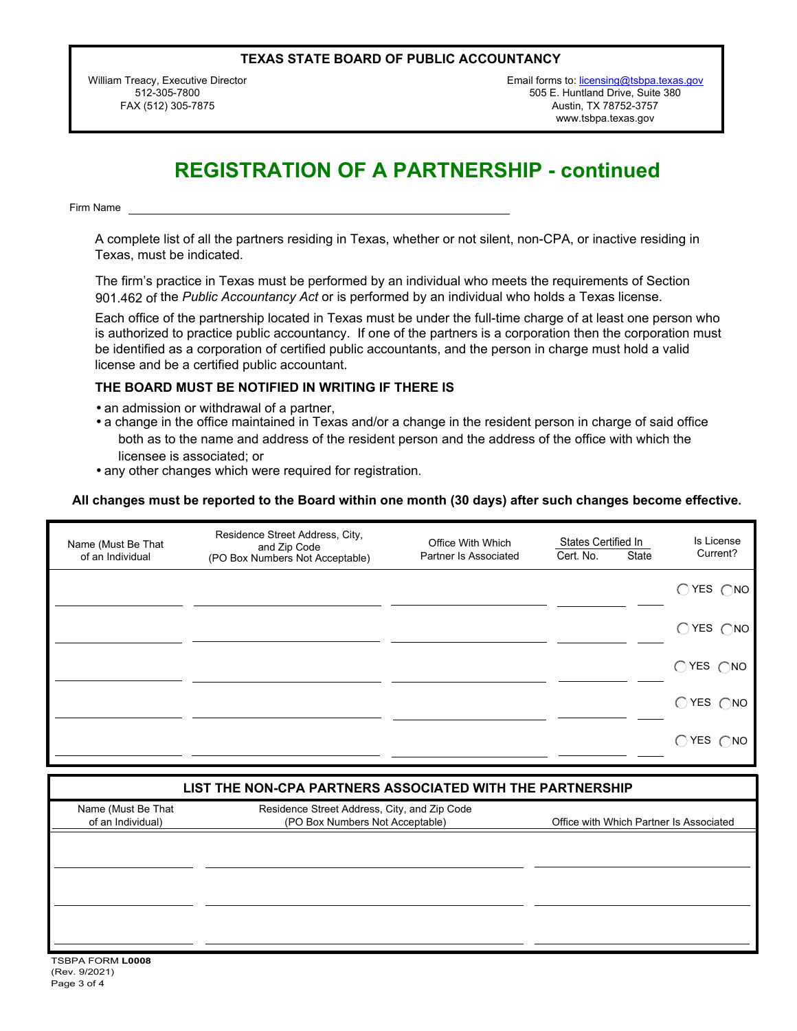**TEXAS STATE BOARD OF PUBLIC ACCOUNTANCY**

William Treacy, Executive Director
512-305-7800
FAX (512) 305-7875

Email forms to: licensing@tsbpa.texas.gov
505 E. Huntland Drive, Suite 380
Austin, TX 78752-3757
www.tsbpa.texas.gov

# REGISTRATION OF A PARTNERSHIP - continued

Firm Name ______________________________

A complete list of all the partners residing in Texas, whether or not silent, non-CPA, or inactive residing in Texas, must be indicated.

The firm's practice in Texas must be performed by an individual who meets the requirements of Section 901.462 of the *Public Accountancy Act* or is performed by an individual who holds a Texas license.

Each office of the partnership located in Texas must be under the full-time charge of at least one person who is authorized to practice public accountancy. If one of the partners is a corporation then the corporation must be identified as a corporation of certified public accountants, and the person in charge must hold a valid license and be a certified public accountant.

### THE BOARD MUST BE NOTIFIED IN WRITING IF THERE IS

- an admission or withdrawal of a partner,
- a change in the office maintained in Texas and/or a change in the resident person in charge of said office both as to the name and address of the resident person and the address of the office with which the licensee is associated; or
- any other changes which were required for registration.

**All changes must be reported to the Board within one month (30 days) after such changes become effective.**

| Name (Must Be That of an Individual | Residence Street Address, City, and Zip Code (PO Box Numbers Not Acceptable) | Office With Which Partner Is Associated | States Certified In | | Is License Current? |
|---|---|---|---|---|---|
| | | | Cert. No. | State | |
| | | | | | ◯ YES ◯ NO |
| | | | | | ◯ YES ◯ NO |
| | | | | | ◯ YES ◯ NO |
| | | | | | ◯ YES ◯ NO |
| | | | | | ◯ YES ◯ NO |

**LIST THE NON-CPA PARTNERS ASSOCIATED WITH THE PARTNERSHIP**

| Name (Must Be That of an Individual) | Residence Street Address, City, and Zip Code (PO Box Numbers Not Acceptable) | Office with Which Partner Is Associated |
|---|---|---|
| | | |
| | | |
| | | |

TSBPA FORM **L0008**
(Rev. 9/2021)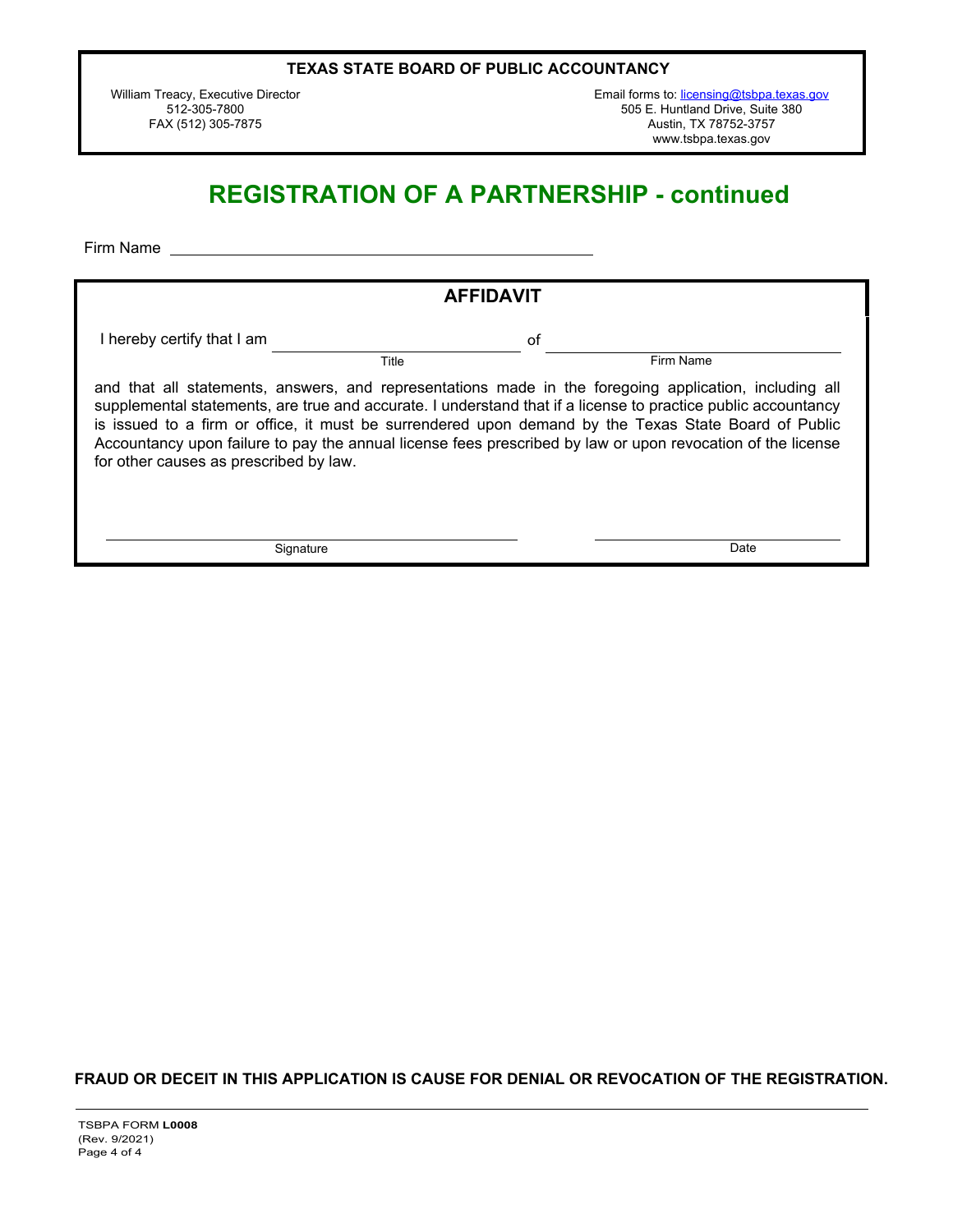**TEXAS STATE BOARD OF PUBLIC ACCOUNTANCY**

William Treacy, Executive Director
512-305-7800
FAX (512) 305-7875

Email forms to: licensing@tsbpa.texas.gov
505 E. Huntland Drive, Suite 380
Austin, TX 78752-3757
www.tsbpa.texas.gov

# REGISTRATION OF A PARTNERSHIP - continued

Firm Name \_\_\_\_\_\_\_\_\_\_\_\_\_\_\_\_\_\_\_\_\_\_\_\_\_\_\_\_\_\_\_\_\_\_\_\_\_\_\_\_

## AFFIDAVIT

I hereby certify that I am \_\_\_\_\_\_\_\_\_\_\_\_\_\_\_\_\_\_\_\_ of \_\_\_\_\_\_\_\_\_\_\_\_\_\_\_\_\_\_\_\_
Title / Firm Name

and that all statements, answers, and representations made in the foregoing application, including all supplemental statements, are true and accurate. I understand that if a license to practice public accountancy is issued to a firm or office, it must be surrendered upon demand by the Texas State Board of Public Accountancy upon failure to pay the annual license fees prescribed by law or upon revocation of the license for other causes as prescribed by law.

\_\_\_\_\_\_\_\_\_\_\_\_\_\_\_\_\_\_\_\_\_\_\_\_\_\_\_\_\_\_ \_\_\_\_\_\_\_\_\_\_\_\_\_\_\_\_\_\_\_\_
Signature / Date

**FRAUD OR DECEIT IN THIS APPLICATION IS CAUSE FOR DENIAL OR REVOCATION OF THE REGISTRATION.**

TSBPA FORM **L0008**
(Rev. 9/2021)